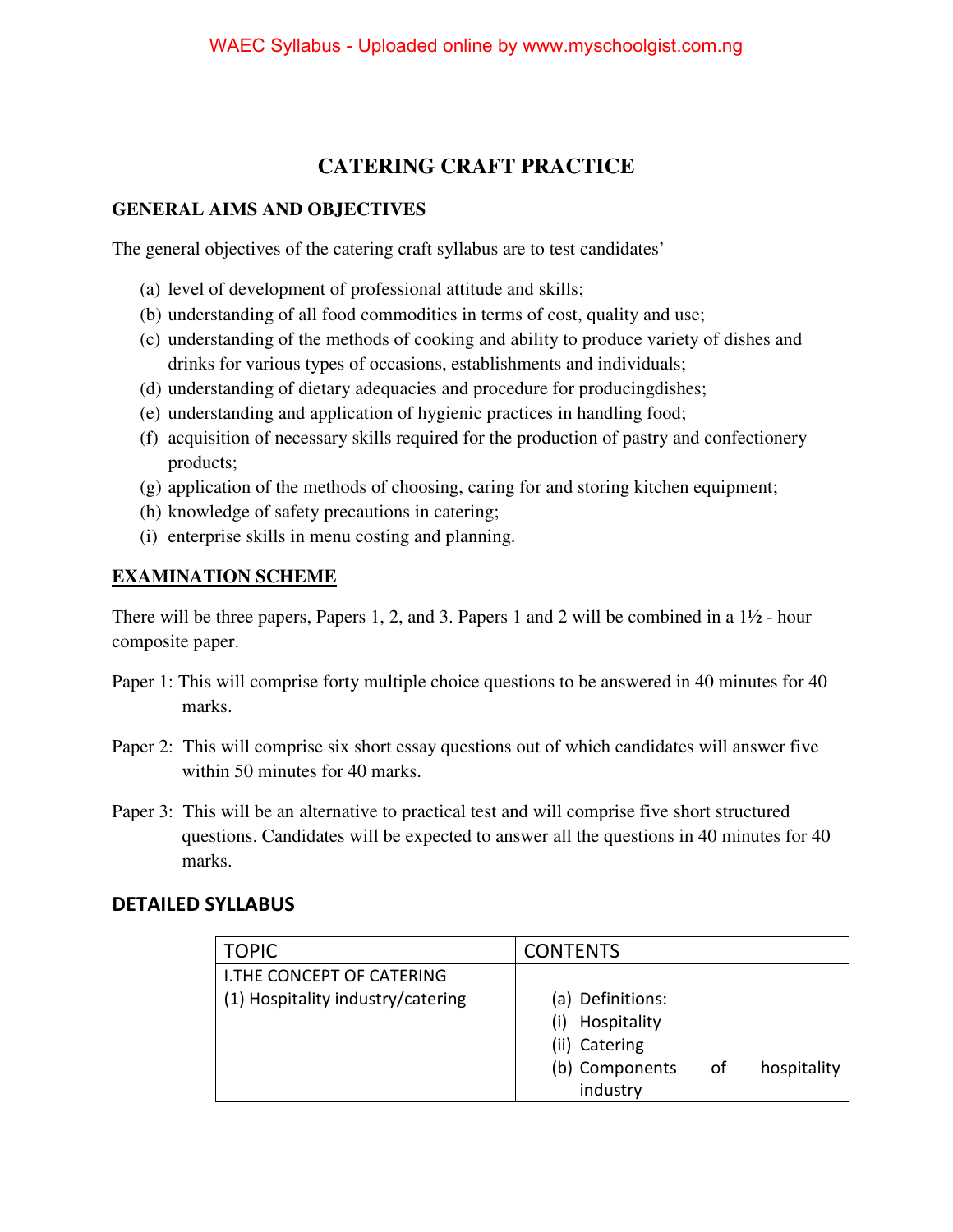# CATERING CRAFT PRACTICE

## GENERAL AIMS AND OBJECTIVES

The general objectives of the catering craft syllabus are to test candidates'

(a) level of development of professional attitude and skills;
(b) understanding of all food commodities in terms of cost, quality and use;
(c) understanding of the methods of cooking and ability to produce variety of dishes and drinks for various types of occasions, establishments and individuals;
(d) understanding of dietary adequacies and procedure for producingdishes;
(e) understanding and application of hygienic practices in handling food;
(f) acquisition of necessary skills required for the production of pastry and confectionery products;
(g) application of the methods of choosing, caring for and storing kitchen equipment;
(h) knowledge of safety precautions in catering;
(i) enterprise skills in menu costing and planning.

## EXAMINATION SCHEME

There will be three papers, Papers 1, 2, and 3. Papers 1 and 2 will be combined in a 1½ - hour composite paper.

Paper 1: This will comprise forty multiple choice questions to be answered in 40 minutes for 40 marks.

Paper 2: This will comprise six short essay questions out of which candidates will answer five within 50 minutes for 40 marks.

Paper 3: This will be an alternative to practical test and will comprise five short structured questions. Candidates will be expected to answer all the questions in 40 minutes for 40 marks.

## DETAILED SYLLABUS

| TOPIC | CONTENTS |
|---|---|
| I.THE CONCEPT OF CATERING<br>(1) Hospitality industry/catering | (a) Definitions:<br>(i) Hospitality<br>(ii) Catering<br>(b) Components of hospitality industry |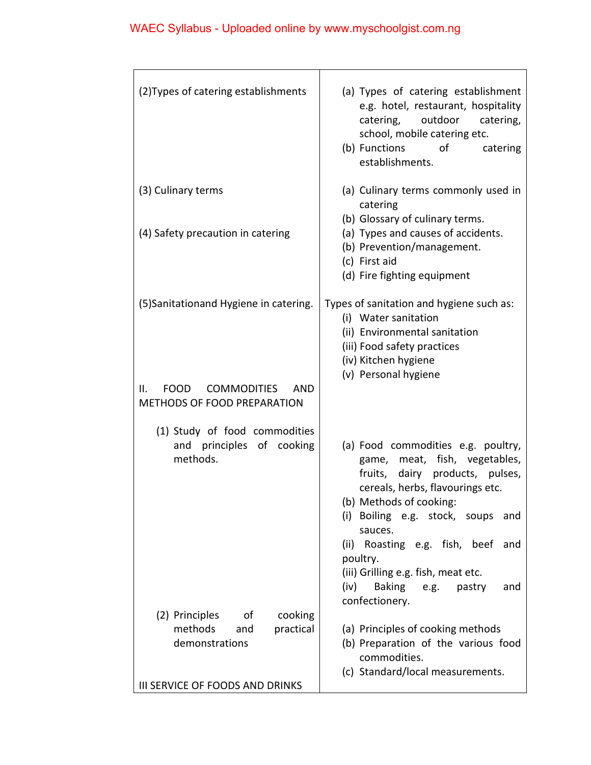| | |
|---|---|
| (2)Types of catering establishments | (a) Types of catering establishment e.g. hotel, restaurant, hospitality catering, outdoor catering, school, mobile catering etc.<br>(b) Functions of catering establishments. |
| (3) Culinary terms | (a) Culinary terms commonly used in catering<br>(b) Glossary of culinary terms. |
| (4) Safety precaution in catering | (a) Types and causes of accidents.<br>(b) Prevention/management.<br>(c) First aid<br>(d) Fire fighting equipment |
| (5)Sanitationand Hygiene in catering. | Types of sanitation and hygiene such as:<br>(i) Water sanitation<br>(ii) Environmental sanitation<br>(iii) Food safety practices<br>(iv) Kitchen hygiene<br>(v) Personal hygiene |
| II. FOOD COMMODITIES AND METHODS OF FOOD PREPARATION | |
| (1) Study of food commodities and principles of cooking methods. | (a) Food commodities e.g. poultry, game, meat, fish, vegetables, fruits, dairy products, pulses, cereals, herbs, flavourings etc.<br>(b) Methods of cooking:<br>(i) Boiling e.g. stock, soups and sauces.<br>(ii) Roasting e.g. fish, beef and poultry.<br>(iii) Grilling e.g. fish, meat etc.<br>(iv) Baking e.g. pastry and confectionery. |
| (2) Principles of cooking methods and practical demonstrations | (a) Principles of cooking methods<br>(b) Preparation of the various food commodities.<br>(c) Standard/local measurements. |
| III SERVICE OF FOODS AND DRINKS | |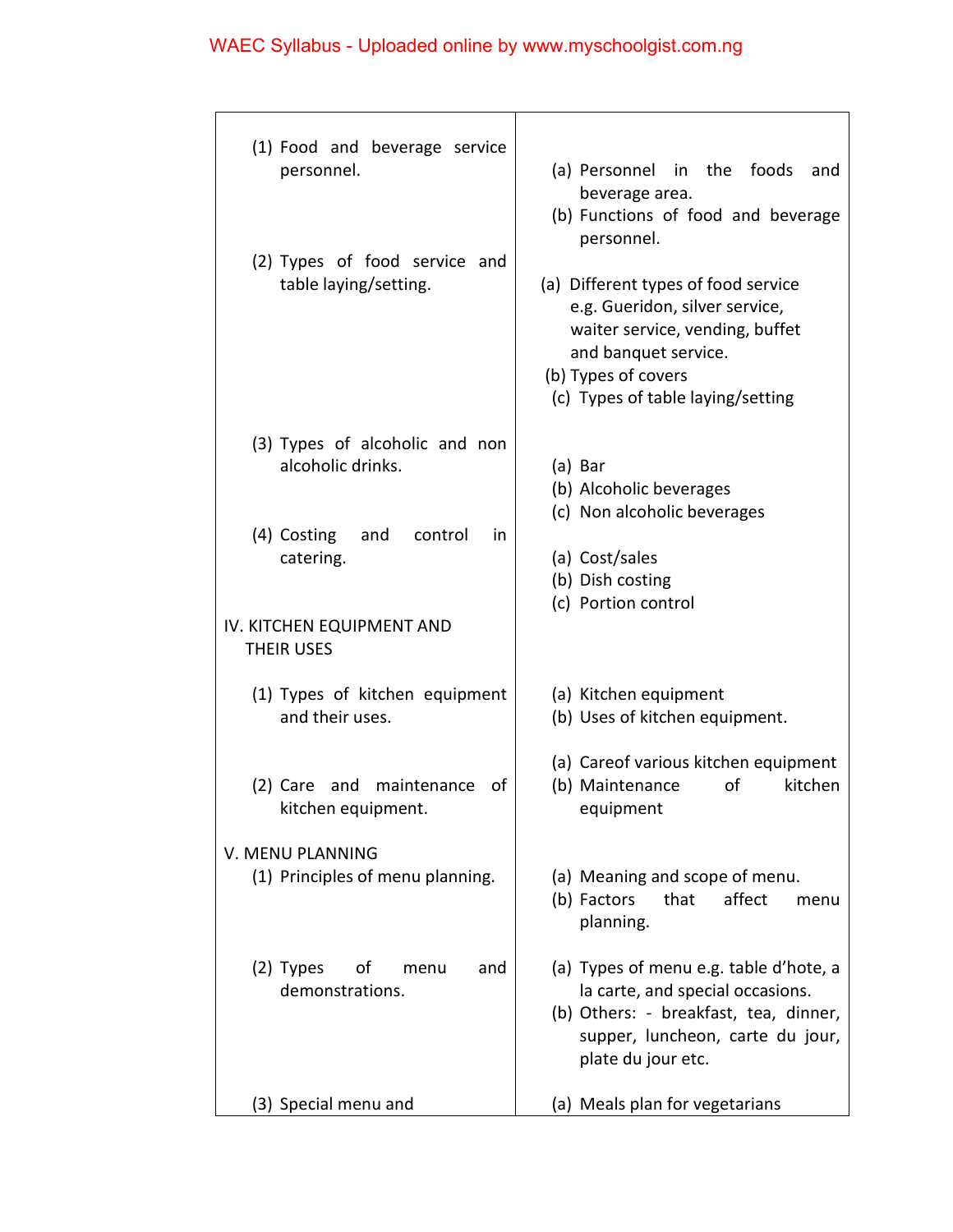| | |
|---|---|
| (1) Food and beverage service personnel. | (a) Personnel in the foods and beverage area.<br>(b) Functions of food and beverage personnel. |
| (2) Types of food service and table laying/setting. | (a) Different types of food service e.g. Gueridon, silver service, waiter service, vending, buffet and banquet service.<br>(b) Types of covers<br>(c) Types of table laying/setting |
| (3) Types of alcoholic and non alcoholic drinks. | (a) Bar<br>(b) Alcoholic beverages<br>(c) Non alcoholic beverages |
| (4) Costing and control in catering. | (a) Cost/sales<br>(b) Dish costing<br>(c) Portion control |
| IV. KITCHEN EQUIPMENT AND THEIR USES | |
| (1) Types of kitchen equipment and their uses. | (a) Kitchen equipment<br>(b) Uses of kitchen equipment. |
| (2) Care and maintenance of kitchen equipment. | (a) Careof various kitchen equipment<br>(b) Maintenance of kitchen equipment |
| V. MENU PLANNING<br>(1) Principles of menu planning. | (a) Meaning and scope of menu.<br>(b) Factors that affect menu planning. |
| (2) Types of menu and demonstrations. | (a) Types of menu e.g. table d'hote, a la carte, and special occasions.<br>(b) Others: - breakfast, tea, dinner, supper, luncheon, carte du jour, plate du jour etc. |
| (3) Special menu and | (a) Meals plan for vegetarians |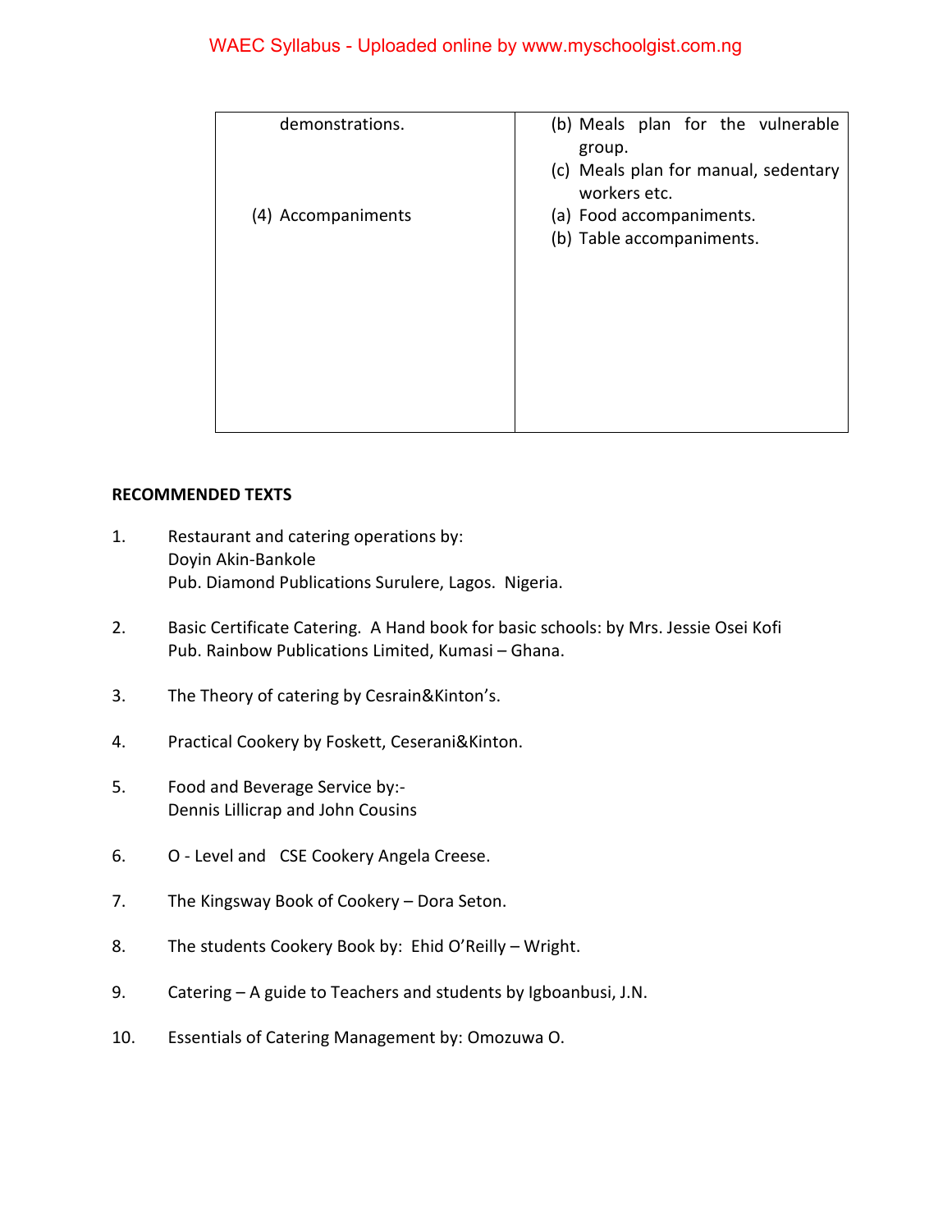| | |
|---|---|
| demonstrations. | (b) Meals plan for the vulnerable group.<br>(c) Meals plan for manual, sedentary workers etc. |
| (4) Accompaniments | (a) Food accompaniments.<br>(b) Table accompaniments. |

**RECOMMENDED TEXTS**

1. Restaurant and catering operations by:
   Doyin Akin-Bankole
   Pub. Diamond Publications Surulere, Lagos. Nigeria.

2. Basic Certificate Catering. A Hand book for basic schools: by Mrs. Jessie Osei Kofi
   Pub. Rainbow Publications Limited, Kumasi – Ghana.

3. The Theory of catering by Cesrain&Kinton's.

4. Practical Cookery by Foskett, Ceserani&Kinton.

5. Food and Beverage Service by:-
   Dennis Lillicrap and John Cousins

6. O - Level and CSE Cookery Angela Creese.

7. The Kingsway Book of Cookery – Dora Seton.

8. The students Cookery Book by: Ehid O'Reilly – Wright.

9. Catering – A guide to Teachers and students by Igboanbusi, J.N.

10. Essentials of Catering Management by: Omozuwa O.